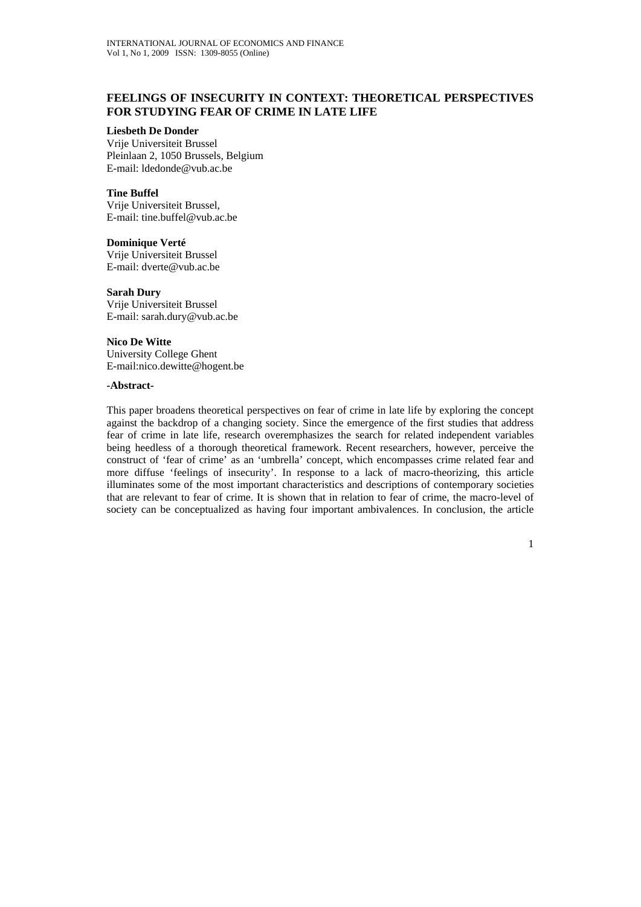# FEELINGS OF INSECURITY IN CONTEXT: THEORETICAL PERSPECTIVES FOR STUDYING FEAR OF CRIME IN LATE LIFE

**Liesbeth De Donder**
Vrije Universiteit Brussel
Pleinlaan 2, 1050 Brussels, Belgium
E-mail: ldedonde@vub.ac.be

**Tine Buffel**
Vrije Universiteit Brussel,
E-mail: tine.buffel@vub.ac.be

**Dominique Verté**
Vrije Universiteit Brussel
E-mail: dverte@vub.ac.be

**Sarah Dury**
Vrije Universiteit Brussel
E-mail: sarah.dury@vub.ac.be

**Nico De Witte**
University College Ghent
E-mail:nico.dewitte@hogent.be

**-Abstract-**

This paper broadens theoretical perspectives on fear of crime in late life by exploring the concept against the backdrop of a changing society. Since the emergence of the first studies that address fear of crime in late life, research overemphasizes the search for related independent variables being heedless of a thorough theoretical framework. Recent researchers, however, perceive the construct of 'fear of crime' as an 'umbrella' concept, which encompasses crime related fear and more diffuse 'feelings of insecurity'. In response to a lack of macro-theorizing, this article illuminates some of the most important characteristics and descriptions of contemporary societies that are relevant to fear of crime. It is shown that in relation to fear of crime, the macro-level of society can be conceptualized as having four important ambivalences. In conclusion, the article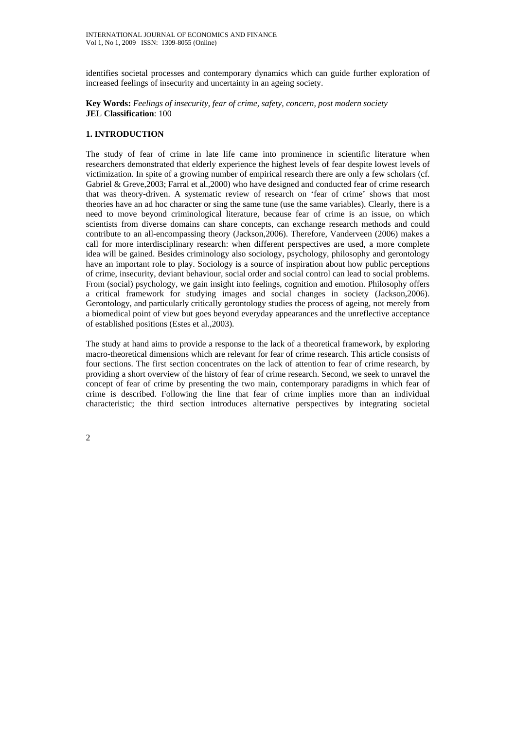identifies societal processes and contemporary dynamics which can guide further exploration of increased feelings of insecurity and uncertainty in an ageing society.

**Key Words:** *Feelings of insecurity, fear of crime, safety, concern, post modern society*
**JEL Classification**: 100

## 1. INTRODUCTION

The study of fear of crime in late life came into prominence in scientific literature when researchers demonstrated that elderly experience the highest levels of fear despite lowest levels of victimization. In spite of a growing number of empirical research there are only a few scholars (cf. Gabriel & Greve,2003; Farral et al.,2000) who have designed and conducted fear of crime research that was theory-driven. A systematic review of research on 'fear of crime' shows that most theories have an ad hoc character or sing the same tune (use the same variables). Clearly, there is a need to move beyond criminological literature, because fear of crime is an issue, on which scientists from diverse domains can share concepts, can exchange research methods and could contribute to an all-encompassing theory (Jackson,2006). Therefore, Vanderveen (2006) makes a call for more interdisciplinary research: when different perspectives are used, a more complete idea will be gained. Besides criminology also sociology, psychology, philosophy and gerontology have an important role to play. Sociology is a source of inspiration about how public perceptions of crime, insecurity, deviant behaviour, social order and social control can lead to social problems. From (social) psychology, we gain insight into feelings, cognition and emotion. Philosophy offers a critical framework for studying images and social changes in society (Jackson,2006). Gerontology, and particularly critically gerontology studies the process of ageing, not merely from a biomedical point of view but goes beyond everyday appearances and the unreflective acceptance of established positions (Estes et al.,2003).

The study at hand aims to provide a response to the lack of a theoretical framework, by exploring macro-theoretical dimensions which are relevant for fear of crime research. This article consists of four sections. The first section concentrates on the lack of attention to fear of crime research, by providing a short overview of the history of fear of crime research. Second, we seek to unravel the concept of fear of crime by presenting the two main, contemporary paradigms in which fear of crime is described. Following the line that fear of crime implies more than an individual characteristic; the third section introduces alternative perspectives by integrating societal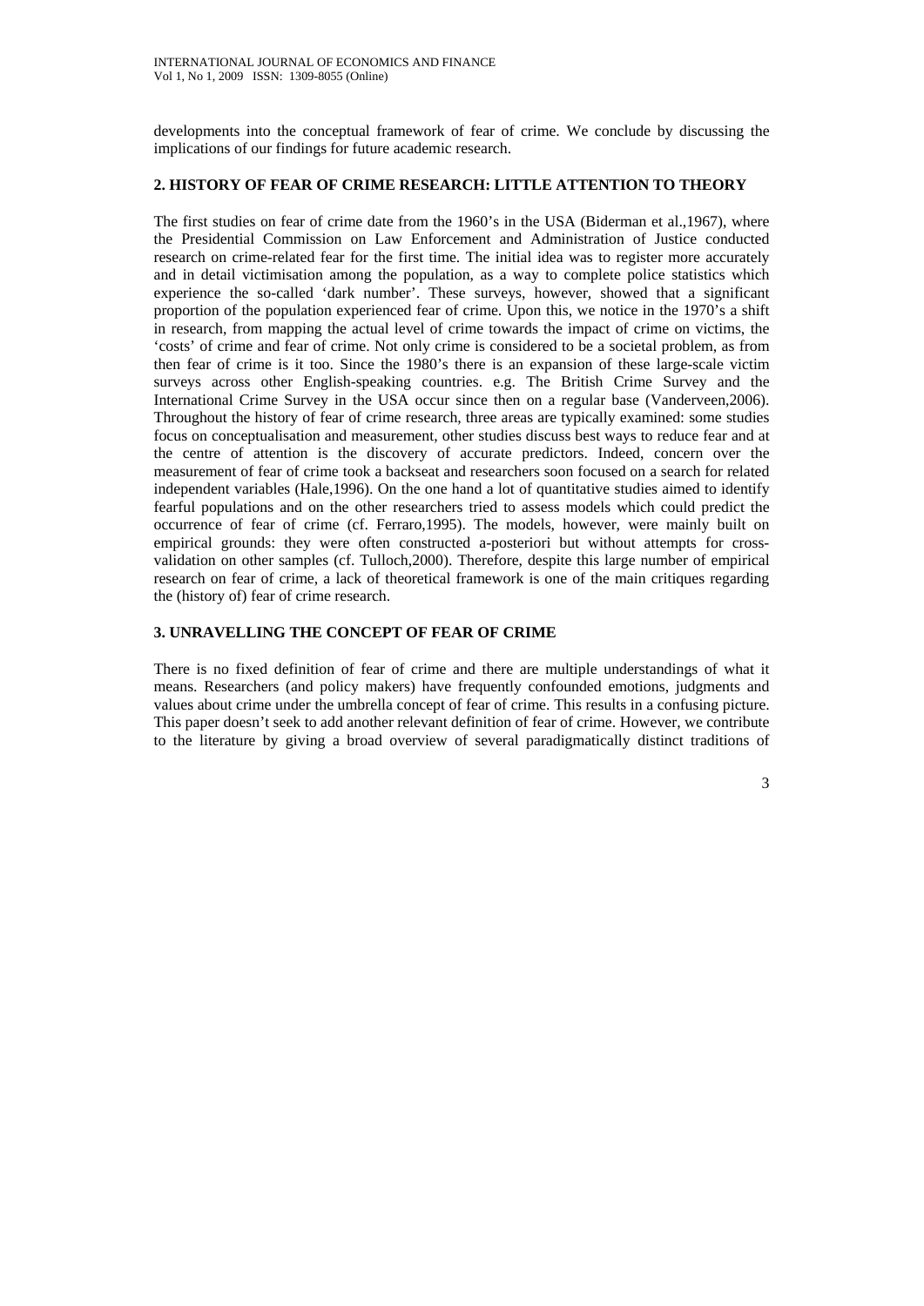developments into the conceptual framework of fear of crime. We conclude by discussing the implications of our findings for future academic research.

## 2. HISTORY OF FEAR OF CRIME RESEARCH: LITTLE ATTENTION TO THEORY

The first studies on fear of crime date from the 1960's in the USA (Biderman et al.,1967), where the Presidential Commission on Law Enforcement and Administration of Justice conducted research on crime-related fear for the first time. The initial idea was to register more accurately and in detail victimisation among the population, as a way to complete police statistics which experience the so-called 'dark number'. These surveys, however, showed that a significant proportion of the population experienced fear of crime. Upon this, we notice in the 1970's a shift in research, from mapping the actual level of crime towards the impact of crime on victims, the 'costs' of crime and fear of crime. Not only crime is considered to be a societal problem, as from then fear of crime is it too. Since the 1980's there is an expansion of these large-scale victim surveys across other English-speaking countries. e.g. The British Crime Survey and the International Crime Survey in the USA occur since then on a regular base (Vanderveen,2006). Throughout the history of fear of crime research, three areas are typically examined: some studies focus on conceptualisation and measurement, other studies discuss best ways to reduce fear and at the centre of attention is the discovery of accurate predictors. Indeed, concern over the measurement of fear of crime took a backseat and researchers soon focused on a search for related independent variables (Hale,1996). On the one hand a lot of quantitative studies aimed to identify fearful populations and on the other researchers tried to assess models which could predict the occurrence of fear of crime (cf. Ferraro,1995). The models, however, were mainly built on empirical grounds: they were often constructed a-posteriori but without attempts for cross-validation on other samples (cf. Tulloch,2000). Therefore, despite this large number of empirical research on fear of crime, a lack of theoretical framework is one of the main critiques regarding the (history of) fear of crime research.

## 3. UNRAVELLING THE CONCEPT OF FEAR OF CRIME

There is no fixed definition of fear of crime and there are multiple understandings of what it means. Researchers (and policy makers) have frequently confounded emotions, judgments and values about crime under the umbrella concept of fear of crime. This results in a confusing picture. This paper doesn't seek to add another relevant definition of fear of crime. However, we contribute to the literature by giving a broad overview of several paradigmatically distinct traditions of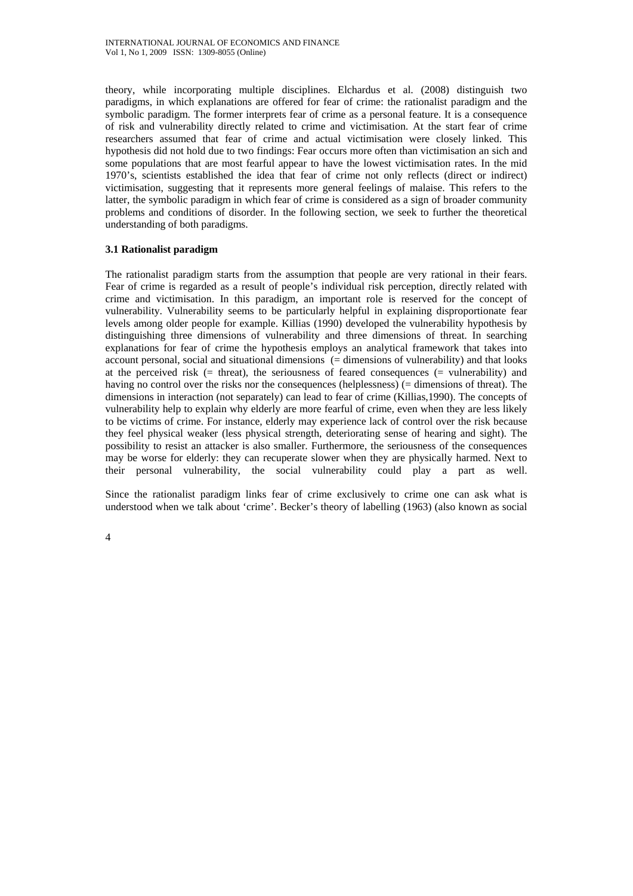theory, while incorporating multiple disciplines. Elchardus et al. (2008) distinguish two paradigms, in which explanations are offered for fear of crime: the rationalist paradigm and the symbolic paradigm. The former interprets fear of crime as a personal feature. It is a consequence of risk and vulnerability directly related to crime and victimisation. At the start fear of crime researchers assumed that fear of crime and actual victimisation were closely linked. This hypothesis did not hold due to two findings: Fear occurs more often than victimisation an sich and some populations that are most fearful appear to have the lowest victimisation rates. In the mid 1970's, scientists established the idea that fear of crime not only reflects (direct or indirect) victimisation, suggesting that it represents more general feelings of malaise. This refers to the latter, the symbolic paradigm in which fear of crime is considered as a sign of broader community problems and conditions of disorder. In the following section, we seek to further the theoretical understanding of both paradigms.

### 3.1 Rationalist paradigm

The rationalist paradigm starts from the assumption that people are very rational in their fears. Fear of crime is regarded as a result of people's individual risk perception, directly related with crime and victimisation. In this paradigm, an important role is reserved for the concept of vulnerability. Vulnerability seems to be particularly helpful in explaining disproportionate fear levels among older people for example. Killias (1990) developed the vulnerability hypothesis by distinguishing three dimensions of vulnerability and three dimensions of threat. In searching explanations for fear of crime the hypothesis employs an analytical framework that takes into account personal, social and situational dimensions (= dimensions of vulnerability) and that looks at the perceived risk (= threat), the seriousness of feared consequences (= vulnerability) and having no control over the risks nor the consequences (helplessness) (= dimensions of threat). The dimensions in interaction (not separately) can lead to fear of crime (Killias,1990). The concepts of vulnerability help to explain why elderly are more fearful of crime, even when they are less likely to be victims of crime. For instance, elderly may experience lack of control over the risk because they feel physical weaker (less physical strength, deteriorating sense of hearing and sight). The possibility to resist an attacker is also smaller. Furthermore, the seriousness of the consequences may be worse for elderly: they can recuperate slower when they are physically harmed. Next to their personal vulnerability, the social vulnerability could play a part as well.

Since the rationalist paradigm links fear of crime exclusively to crime one can ask what is understood when we talk about 'crime'. Becker's theory of labelling (1963) (also known as social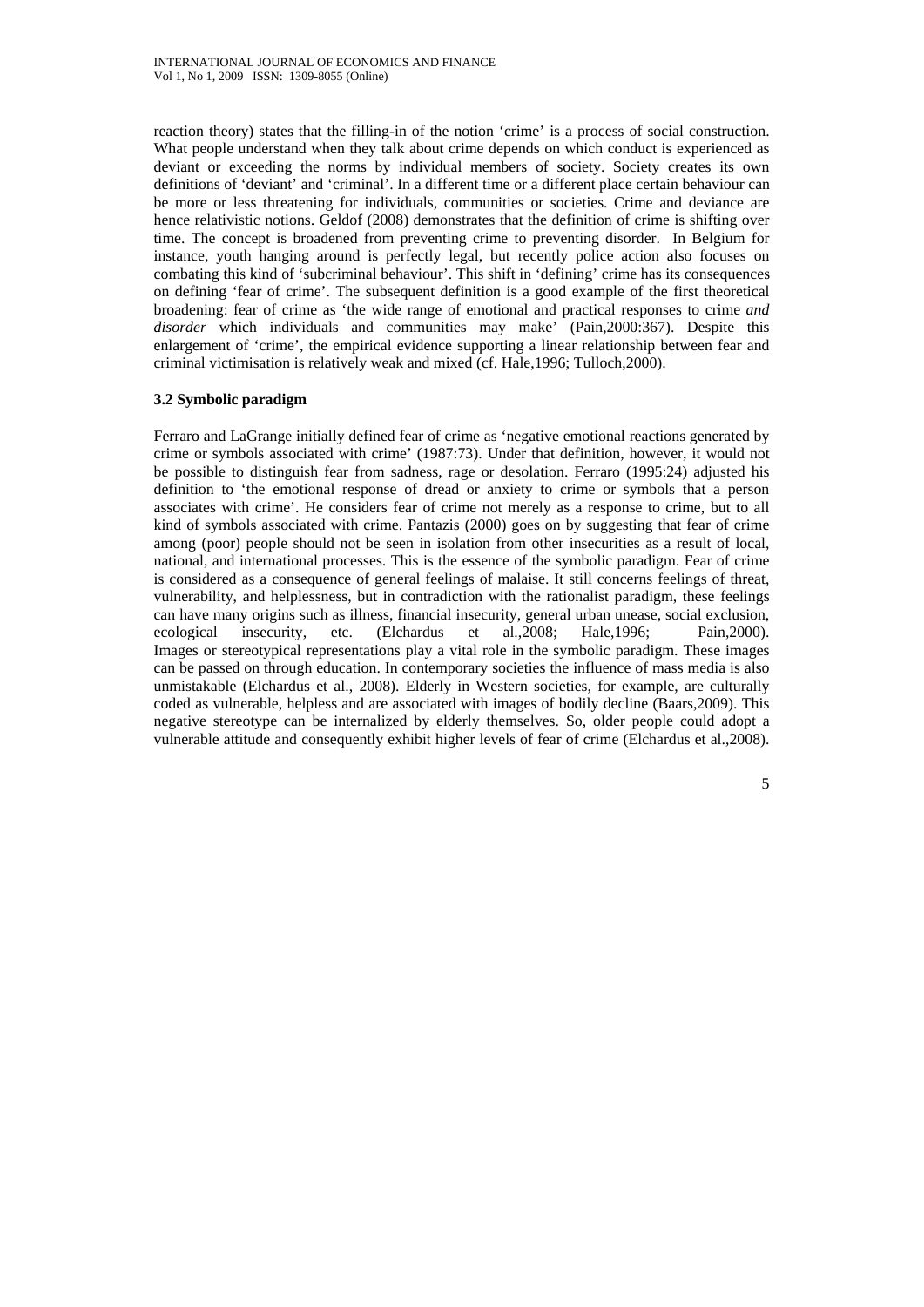reaction theory) states that the filling-in of the notion 'crime' is a process of social construction. What people understand when they talk about crime depends on which conduct is experienced as deviant or exceeding the norms by individual members of society. Society creates its own definitions of 'deviant' and 'criminal'. In a different time or a different place certain behaviour can be more or less threatening for individuals, communities or societies. Crime and deviance are hence relativistic notions. Geldof (2008) demonstrates that the definition of crime is shifting over time. The concept is broadened from preventing crime to preventing disorder. In Belgium for instance, youth hanging around is perfectly legal, but recently police action also focuses on combating this kind of 'subcriminal behaviour'. This shift in 'defining' crime has its consequences on defining 'fear of crime'. The subsequent definition is a good example of the first theoretical broadening: fear of crime as 'the wide range of emotional and practical responses to crime *and disorder* which individuals and communities may make' (Pain,2000:367). Despite this enlargement of 'crime', the empirical evidence supporting a linear relationship between fear and criminal victimisation is relatively weak and mixed (cf. Hale,1996; Tulloch,2000).

### 3.2 Symbolic paradigm

Ferraro and LaGrange initially defined fear of crime as 'negative emotional reactions generated by crime or symbols associated with crime' (1987:73). Under that definition, however, it would not be possible to distinguish fear from sadness, rage or desolation. Ferraro (1995:24) adjusted his definition to 'the emotional response of dread or anxiety to crime or symbols that a person associates with crime'. He considers fear of crime not merely as a response to crime, but to all kind of symbols associated with crime. Pantazis (2000) goes on by suggesting that fear of crime among (poor) people should not be seen in isolation from other insecurities as a result of local, national, and international processes. This is the essence of the symbolic paradigm. Fear of crime is considered as a consequence of general feelings of malaise. It still concerns feelings of threat, vulnerability, and helplessness, but in contradiction with the rationalist paradigm, these feelings can have many origins such as illness, financial insecurity, general urban unease, social exclusion, ecological insecurity, etc. (Elchardus et al.,2008; Hale,1996; Pain,2000). Images or stereotypical representations play a vital role in the symbolic paradigm. These images can be passed on through education. In contemporary societies the influence of mass media is also unmistakable (Elchardus et al., 2008). Elderly in Western societies, for example, are culturally coded as vulnerable, helpless and are associated with images of bodily decline (Baars,2009). This negative stereotype can be internalized by elderly themselves. So, older people could adopt a vulnerable attitude and consequently exhibit higher levels of fear of crime (Elchardus et al.,2008).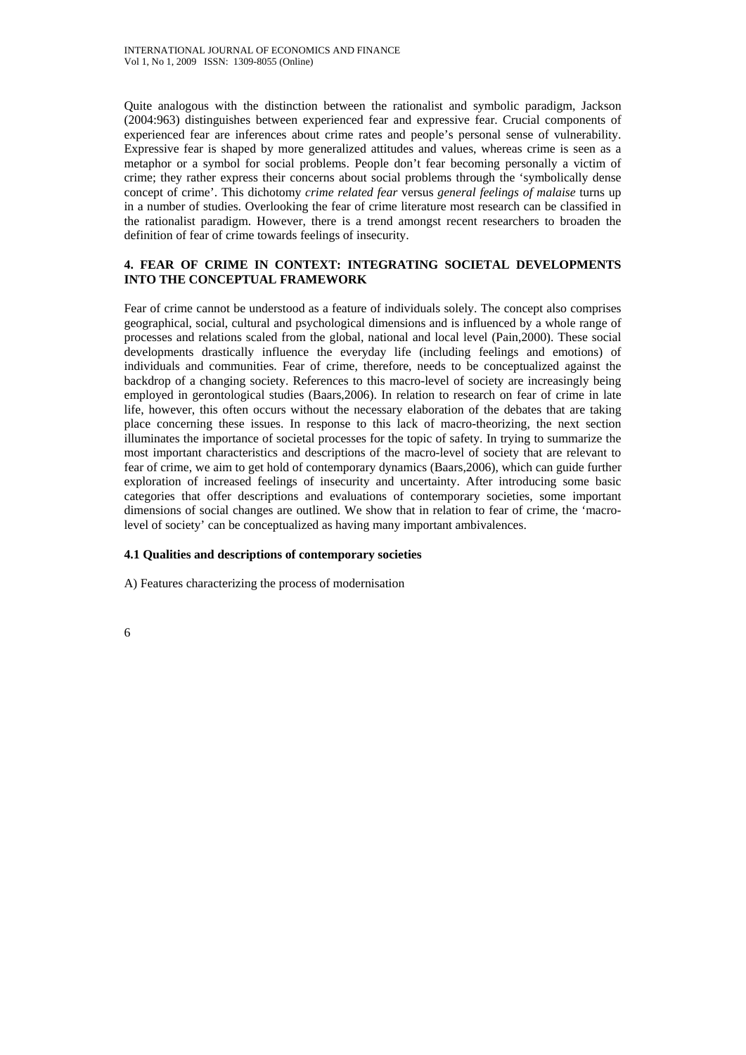Quite analogous with the distinction between the rationalist and symbolic paradigm, Jackson (2004:963) distinguishes between experienced fear and expressive fear. Crucial components of experienced fear are inferences about crime rates and people's personal sense of vulnerability. Expressive fear is shaped by more generalized attitudes and values, whereas crime is seen as a metaphor or a symbol for social problems. People don't fear becoming personally a victim of crime; they rather express their concerns about social problems through the 'symbolically dense concept of crime'. This dichotomy *crime related fear* versus *general feelings of malaise* turns up in a number of studies. Overlooking the fear of crime literature most research can be classified in the rationalist paradigm. However, there is a trend amongst recent researchers to broaden the definition of fear of crime towards feelings of insecurity.

## 4. FEAR OF CRIME IN CONTEXT: INTEGRATING SOCIETAL DEVELOPMENTS INTO THE CONCEPTUAL FRAMEWORK

Fear of crime cannot be understood as a feature of individuals solely. The concept also comprises geographical, social, cultural and psychological dimensions and is influenced by a whole range of processes and relations scaled from the global, national and local level (Pain,2000). These social developments drastically influence the everyday life (including feelings and emotions) of individuals and communities. Fear of crime, therefore, needs to be conceptualized against the backdrop of a changing society. References to this macro-level of society are increasingly being employed in gerontological studies (Baars,2006). In relation to research on fear of crime in late life, however, this often occurs without the necessary elaboration of the debates that are taking place concerning these issues. In response to this lack of macro-theorizing, the next section illuminates the importance of societal processes for the topic of safety. In trying to summarize the most important characteristics and descriptions of the macro-level of society that are relevant to fear of crime, we aim to get hold of contemporary dynamics (Baars,2006), which can guide further exploration of increased feelings of insecurity and uncertainty. After introducing some basic categories that offer descriptions and evaluations of contemporary societies, some important dimensions of social changes are outlined. We show that in relation to fear of crime, the 'macro-level of society' can be conceptualized as having many important ambivalences.

### 4.1 Qualities and descriptions of contemporary societies

A) Features characterizing the process of modernisation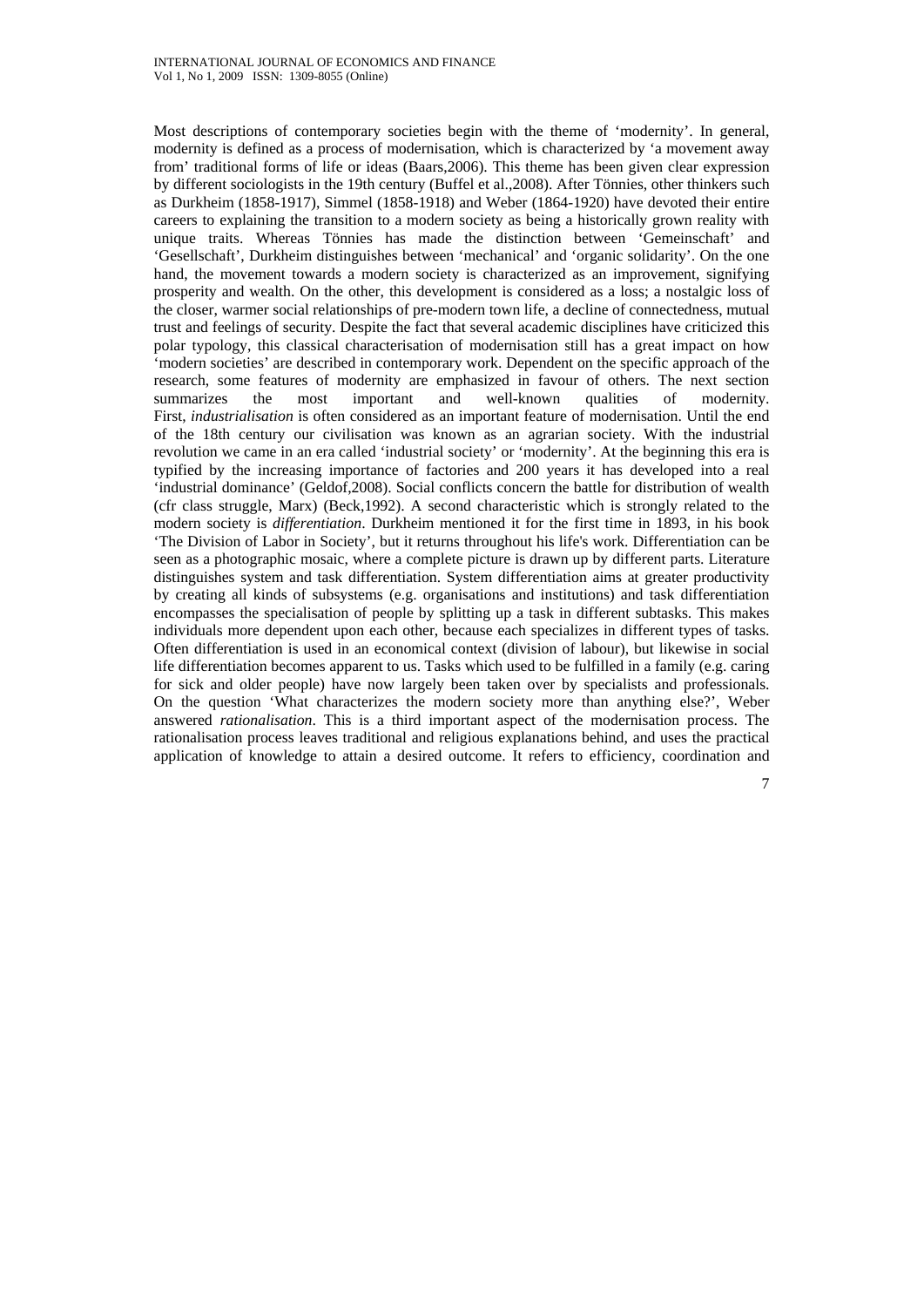Most descriptions of contemporary societies begin with the theme of 'modernity'. In general, modernity is defined as a process of modernisation, which is characterized by 'a movement away from' traditional forms of life or ideas (Baars,2006). This theme has been given clear expression by different sociologists in the 19th century (Buffel et al.,2008). After Tönnies, other thinkers such as Durkheim (1858-1917), Simmel (1858-1918) and Weber (1864-1920) have devoted their entire careers to explaining the transition to a modern society as being a historically grown reality with unique traits. Whereas Tönnies has made the distinction between 'Gemeinschaft' and 'Gesellschaft', Durkheim distinguishes between 'mechanical' and 'organic solidarity'. On the one hand, the movement towards a modern society is characterized as an improvement, signifying prosperity and wealth. On the other, this development is considered as a loss; a nostalgic loss of the closer, warmer social relationships of pre-modern town life, a decline of connectedness, mutual trust and feelings of security. Despite the fact that several academic disciplines have criticized this polar typology, this classical characterisation of modernisation still has a great impact on how 'modern societies' are described in contemporary work. Dependent on the specific approach of the research, some features of modernity are emphasized in favour of others. The next section summarizes the most important and well-known qualities of modernity.

First, *industrialisation* is often considered as an important feature of modernisation. Until the end of the 18th century our civilisation was known as an agrarian society. With the industrial revolution we came in an era called 'industrial society' or 'modernity'. At the beginning this era is typified by the increasing importance of factories and 200 years it has developed into a real 'industrial dominance' (Geldof,2008). Social conflicts concern the battle for distribution of wealth (cfr class struggle, Marx) (Beck,1992). A second characteristic which is strongly related to the modern society is *differentiation*. Durkheim mentioned it for the first time in 1893, in his book 'The Division of Labor in Society', but it returns throughout his life's work. Differentiation can be seen as a photographic mosaic, where a complete picture is drawn up by different parts. Literature distinguishes system and task differentiation. System differentiation aims at greater productivity by creating all kinds of subsystems (e.g. organisations and institutions) and task differentiation encompasses the specialisation of people by splitting up a task in different subtasks. This makes individuals more dependent upon each other, because each specializes in different types of tasks. Often differentiation is used in an economical context (division of labour), but likewise in social life differentiation becomes apparent to us. Tasks which used to be fulfilled in a family (e.g. caring for sick and older people) have now largely been taken over by specialists and professionals. On the question 'What characterizes the modern society more than anything else?', Weber answered *rationalisation*. This is a third important aspect of the modernisation process. The rationalisation process leaves traditional and religious explanations behind, and uses the practical application of knowledge to attain a desired outcome. It refers to efficiency, coordination and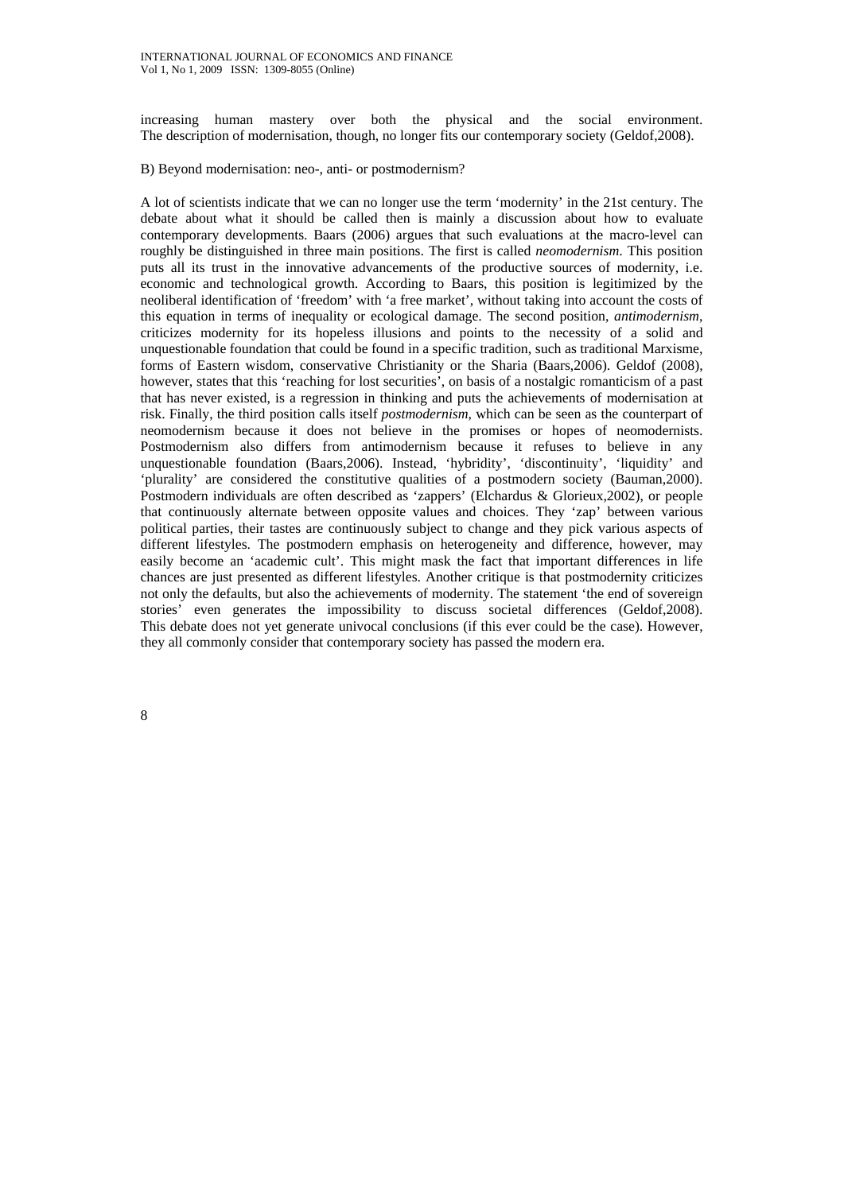increasing human mastery over both the physical and the social environment. The description of modernisation, though, no longer fits our contemporary society (Geldof,2008).

B) Beyond modernisation: neo-, anti- or postmodernism?

A lot of scientists indicate that we can no longer use the term 'modernity' in the 21st century. The debate about what it should be called then is mainly a discussion about how to evaluate contemporary developments. Baars (2006) argues that such evaluations at the macro-level can roughly be distinguished in three main positions. The first is called *neomodernism*. This position puts all its trust in the innovative advancements of the productive sources of modernity, i.e. economic and technological growth. According to Baars, this position is legitimized by the neoliberal identification of 'freedom' with 'a free market', without taking into account the costs of this equation in terms of inequality or ecological damage. The second position, *antimodernism*, criticizes modernity for its hopeless illusions and points to the necessity of a solid and unquestionable foundation that could be found in a specific tradition, such as traditional Marxisme, forms of Eastern wisdom, conservative Christianity or the Sharia (Baars,2006). Geldof (2008), however, states that this 'reaching for lost securities', on basis of a nostalgic romanticism of a past that has never existed, is a regression in thinking and puts the achievements of modernisation at risk. Finally, the third position calls itself *postmodernism*, which can be seen as the counterpart of neomodernism because it does not believe in the promises or hopes of neomodernists. Postmodernism also differs from antimodernism because it refuses to believe in any unquestionable foundation (Baars,2006). Instead, 'hybridity', 'discontinuity', 'liquidity' and 'plurality' are considered the constitutive qualities of a postmodern society (Bauman,2000). Postmodern individuals are often described as 'zappers' (Elchardus & Glorieux,2002), or people that continuously alternate between opposite values and choices. They 'zap' between various political parties, their tastes are continuously subject to change and they pick various aspects of different lifestyles. The postmodern emphasis on heterogeneity and difference, however, may easily become an 'academic cult'. This might mask the fact that important differences in life chances are just presented as different lifestyles. Another critique is that postmodernity criticizes not only the defaults, but also the achievements of modernity. The statement 'the end of sovereign stories' even generates the impossibility to discuss societal differences (Geldof,2008). This debate does not yet generate univocal conclusions (if this ever could be the case). However, they all commonly consider that contemporary society has passed the modern era.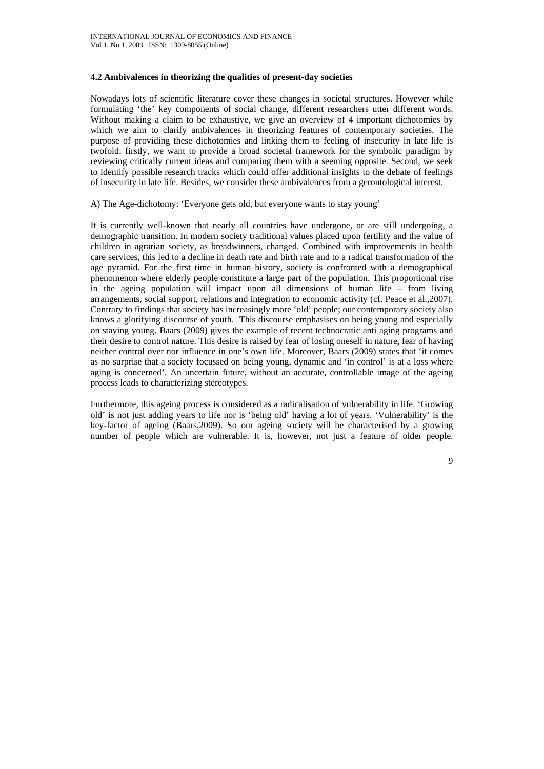#### 4.2 Ambivalences in theorizing the qualities of present-day societies

Nowadays lots of scientific literature cover these changes in societal structures. However while formulating 'the' key components of social change, different researchers utter different words. Without making a claim to be exhaustive, we give an overview of 4 important dichotomies by which we aim to clarify ambivalences in theorizing features of contemporary societies. The purpose of providing these dichotomies and linking them to feeling of insecurity in late life is twofold: firstly, we want to provide a broad societal framework for the symbolic paradigm by reviewing critically current ideas and comparing them with a seeming opposite. Second, we seek to identify possible research tracks which could offer additional insights to the debate of feelings of insecurity in late life. Besides, we consider these ambivalences from a gerontological interest.

A) The Age-dichotomy: 'Everyone gets old, but everyone wants to stay young'

It is currently well-known that nearly all countries have undergone, or are still undergoing, a demographic transition. In modern society traditional values placed upon fertility and the value of children in agrarian society, as breadwinners, changed. Combined with improvements in health care services, this led to a decline in death rate and birth rate and to a radical transformation of the age pyramid. For the first time in human history, society is confronted with a demographical phenomenon where elderly people constitute a large part of the population. This proportional rise in the ageing population will impact upon all dimensions of human life – from living arrangements, social support, relations and integration to economic activity (cf. Peace et al.,2007). Contrary to findings that society has increasingly more 'old' people; our contemporary society also knows a glorifying discourse of youth. This discourse emphasises on being young and especially on staying young. Baars (2009) gives the example of recent technocratic anti aging programs and their desire to control nature. This desire is raised by fear of losing oneself in nature, fear of having neither control over nor influence in one's own life. Moreover, Baars (2009) states that 'it comes as no surprise that a society focussed on being young, dynamic and 'in control' is at a loss where aging is concerned'. An uncertain future, without an accurate, controllable image of the ageing process leads to characterizing stereotypes.

Furthermore, this ageing process is considered as a radicalisation of vulnerability in life. 'Growing old' is not just adding years to life nor is 'being old' having a lot of years. 'Vulnerability' is the key-factor of ageing (Baars,2009). So our ageing society will be characterised by a growing number of people which are vulnerable. It is, however, not just a feature of older people.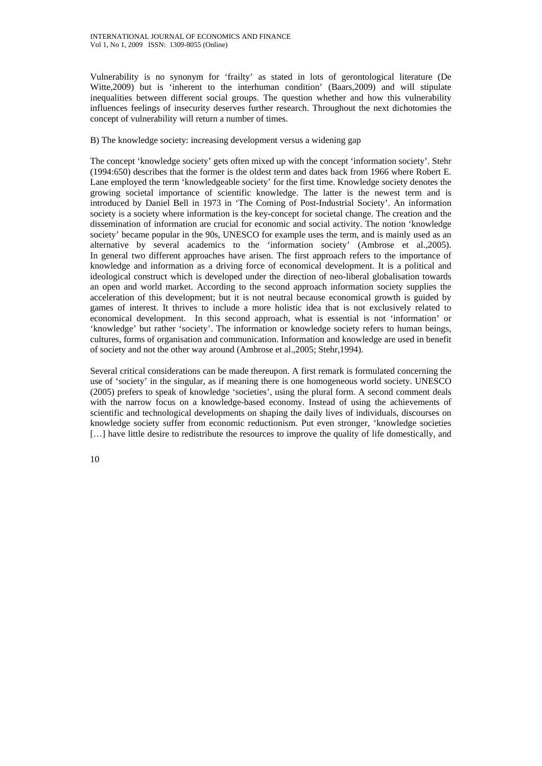Vulnerability is no synonym for 'frailty' as stated in lots of gerontological literature (De Witte,2009) but is 'inherent to the interhuman condition' (Baars,2009) and will stipulate inequalities between different social groups. The question whether and how this vulnerability influences feelings of insecurity deserves further research. Throughout the next dichotomies the concept of vulnerability will return a number of times.

B) The knowledge society: increasing development versus a widening gap

The concept 'knowledge society' gets often mixed up with the concept 'information society'. Stehr (1994:650) describes that the former is the oldest term and dates back from 1966 where Robert E. Lane employed the term 'knowledgeable society' for the first time. Knowledge society denotes the growing societal importance of scientific knowledge. The latter is the newest term and is introduced by Daniel Bell in 1973 in 'The Coming of Post-Industrial Society'. An information society is a society where information is the key-concept for societal change. The creation and the dissemination of information are crucial for economic and social activity. The notion 'knowledge society' became popular in the 90s, UNESCO for example uses the term, and is mainly used as an alternative by several academics to the 'information society' (Ambrose et al.,2005). In general two different approaches have arisen. The first approach refers to the importance of knowledge and information as a driving force of economical development. It is a political and ideological construct which is developed under the direction of neo-liberal globalisation towards an open and world market. According to the second approach information society supplies the acceleration of this development; but it is not neutral because economical growth is guided by games of interest. It thrives to include a more holistic idea that is not exclusively related to economical development. In this second approach, what is essential is not 'information' or 'knowledge' but rather 'society'. The information or knowledge society refers to human beings, cultures, forms of organisation and communication. Information and knowledge are used in benefit of society and not the other way around (Ambrose et al.,2005; Stehr,1994).

Several critical considerations can be made thereupon. A first remark is formulated concerning the use of 'society' in the singular, as if meaning there is one homogeneous world society. UNESCO (2005) prefers to speak of knowledge 'societies', using the plural form. A second comment deals with the narrow focus on a knowledge-based economy. Instead of using the achievements of scientific and technological developments on shaping the daily lives of individuals, discourses on knowledge society suffer from economic reductionism. Put even stronger, 'knowledge societies […] have little desire to redistribute the resources to improve the quality of life domestically, and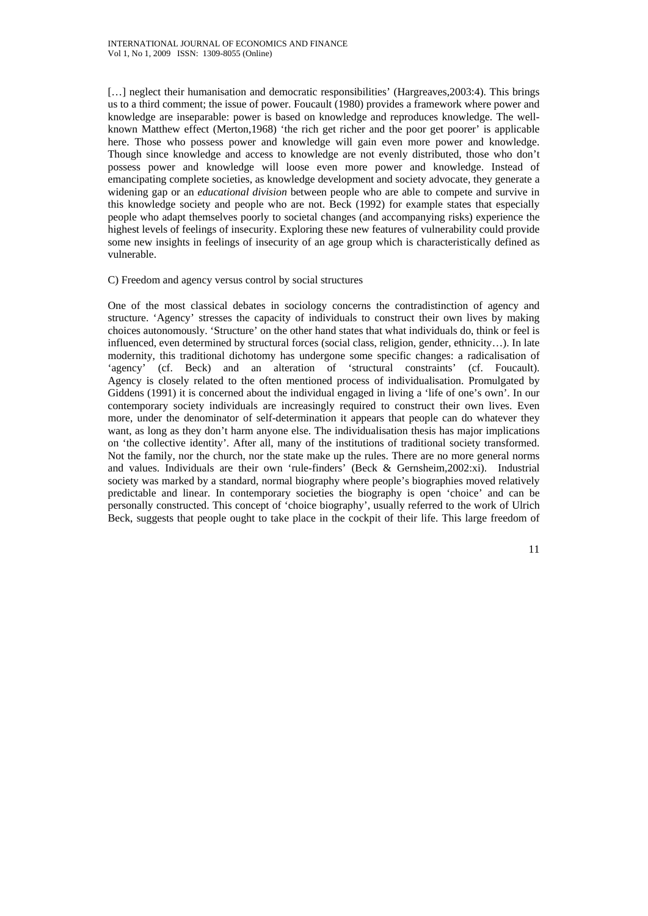[…] neglect their humanisation and democratic responsibilities' (Hargreaves,2003:4). This brings us to a third comment; the issue of power. Foucault (1980) provides a framework where power and knowledge are inseparable: power is based on knowledge and reproduces knowledge. The well-known Matthew effect (Merton,1968) 'the rich get richer and the poor get poorer' is applicable here. Those who possess power and knowledge will gain even more power and knowledge. Though since knowledge and access to knowledge are not evenly distributed, those who don't possess power and knowledge will loose even more power and knowledge. Instead of emancipating complete societies, as knowledge development and society advocate, they generate a widening gap or an *educational division* between people who are able to compete and survive in this knowledge society and people who are not. Beck (1992) for example states that especially people who adapt themselves poorly to societal changes (and accompanying risks) experience the highest levels of feelings of insecurity. Exploring these new features of vulnerability could provide some new insights in feelings of insecurity of an age group which is characteristically defined as vulnerable.

C) Freedom and agency versus control by social structures

One of the most classical debates in sociology concerns the contradistinction of agency and structure. 'Agency' stresses the capacity of individuals to construct their own lives by making choices autonomously. 'Structure' on the other hand states that what individuals do, think or feel is influenced, even determined by structural forces (social class, religion, gender, ethnicity…). In late modernity, this traditional dichotomy has undergone some specific changes: a radicalisation of 'agency' (cf. Beck) and an alteration of 'structural constraints' (cf. Foucault). Agency is closely related to the often mentioned process of individualisation. Promulgated by Giddens (1991) it is concerned about the individual engaged in living a 'life of one's own'. In our contemporary society individuals are increasingly required to construct their own lives. Even more, under the denominator of self-determination it appears that people can do whatever they want, as long as they don't harm anyone else. The individualisation thesis has major implications on 'the collective identity'. After all, many of the institutions of traditional society transformed. Not the family, nor the church, nor the state make up the rules. There are no more general norms and values. Individuals are their own 'rule-finders' (Beck & Gernsheim,2002:xi). Industrial society was marked by a standard, normal biography where people's biographies moved relatively predictable and linear. In contemporary societies the biography is open 'choice' and can be personally constructed. This concept of 'choice biography', usually referred to the work of Ulrich Beck, suggests that people ought to take place in the cockpit of their life. This large freedom of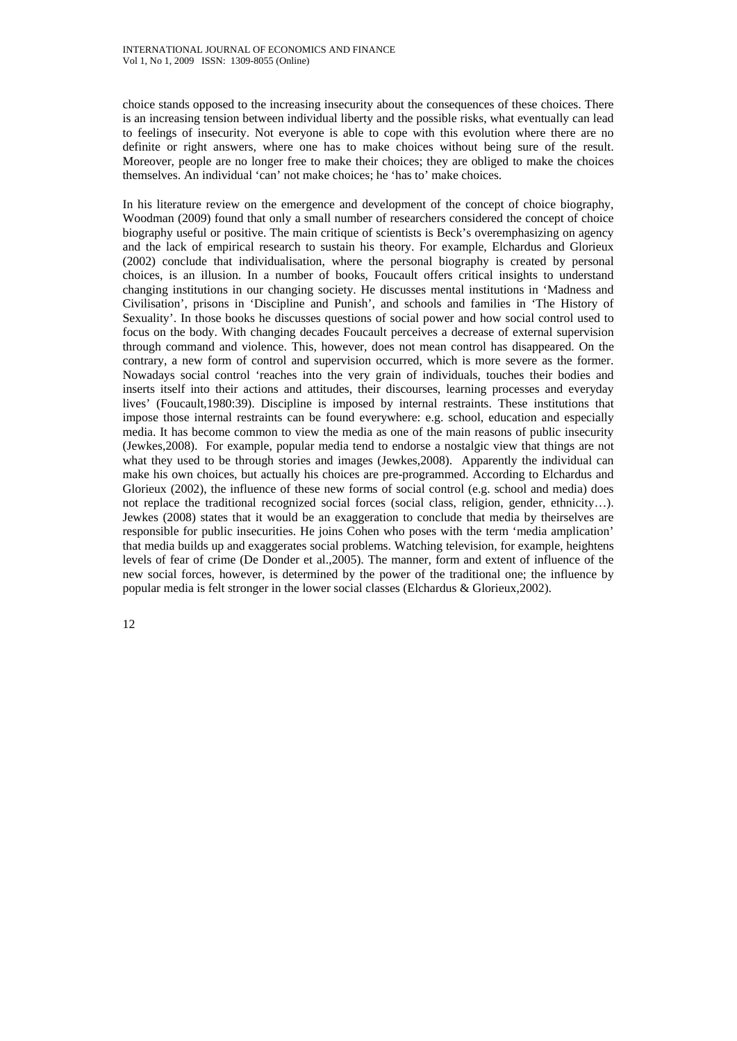choice stands opposed to the increasing insecurity about the consequences of these choices. There is an increasing tension between individual liberty and the possible risks, what eventually can lead to feelings of insecurity. Not everyone is able to cope with this evolution where there are no definite or right answers, where one has to make choices without being sure of the result. Moreover, people are no longer free to make their choices; they are obliged to make the choices themselves. An individual 'can' not make choices; he 'has to' make choices.

In his literature review on the emergence and development of the concept of choice biography, Woodman (2009) found that only a small number of researchers considered the concept of choice biography useful or positive. The main critique of scientists is Beck's overemphasizing on agency and the lack of empirical research to sustain his theory. For example, Elchardus and Glorieux (2002) conclude that individualisation, where the personal biography is created by personal choices, is an illusion. In a number of books, Foucault offers critical insights to understand changing institutions in our changing society. He discusses mental institutions in 'Madness and Civilisation', prisons in 'Discipline and Punish', and schools and families in 'The History of Sexuality'. In those books he discusses questions of social power and how social control used to focus on the body. With changing decades Foucault perceives a decrease of external supervision through command and violence. This, however, does not mean control has disappeared. On the contrary, a new form of control and supervision occurred, which is more severe as the former. Nowadays social control 'reaches into the very grain of individuals, touches their bodies and inserts itself into their actions and attitudes, their discourses, learning processes and everyday lives' (Foucault,1980:39). Discipline is imposed by internal restraints. These institutions that impose those internal restraints can be found everywhere: e.g. school, education and especially media. It has become common to view the media as one of the main reasons of public insecurity (Jewkes,2008). For example, popular media tend to endorse a nostalgic view that things are not what they used to be through stories and images (Jewkes,2008). Apparently the individual can make his own choices, but actually his choices are pre-programmed. According to Elchardus and Glorieux (2002), the influence of these new forms of social control (e.g. school and media) does not replace the traditional recognized social forces (social class, religion, gender, ethnicity…). Jewkes (2008) states that it would be an exaggeration to conclude that media by theirselves are responsible for public insecurities. He joins Cohen who poses with the term 'media amplication' that media builds up and exaggerates social problems. Watching television, for example, heightens levels of fear of crime (De Donder et al.,2005). The manner, form and extent of influence of the new social forces, however, is determined by the power of the traditional one; the influence by popular media is felt stronger in the lower social classes (Elchardus & Glorieux,2002).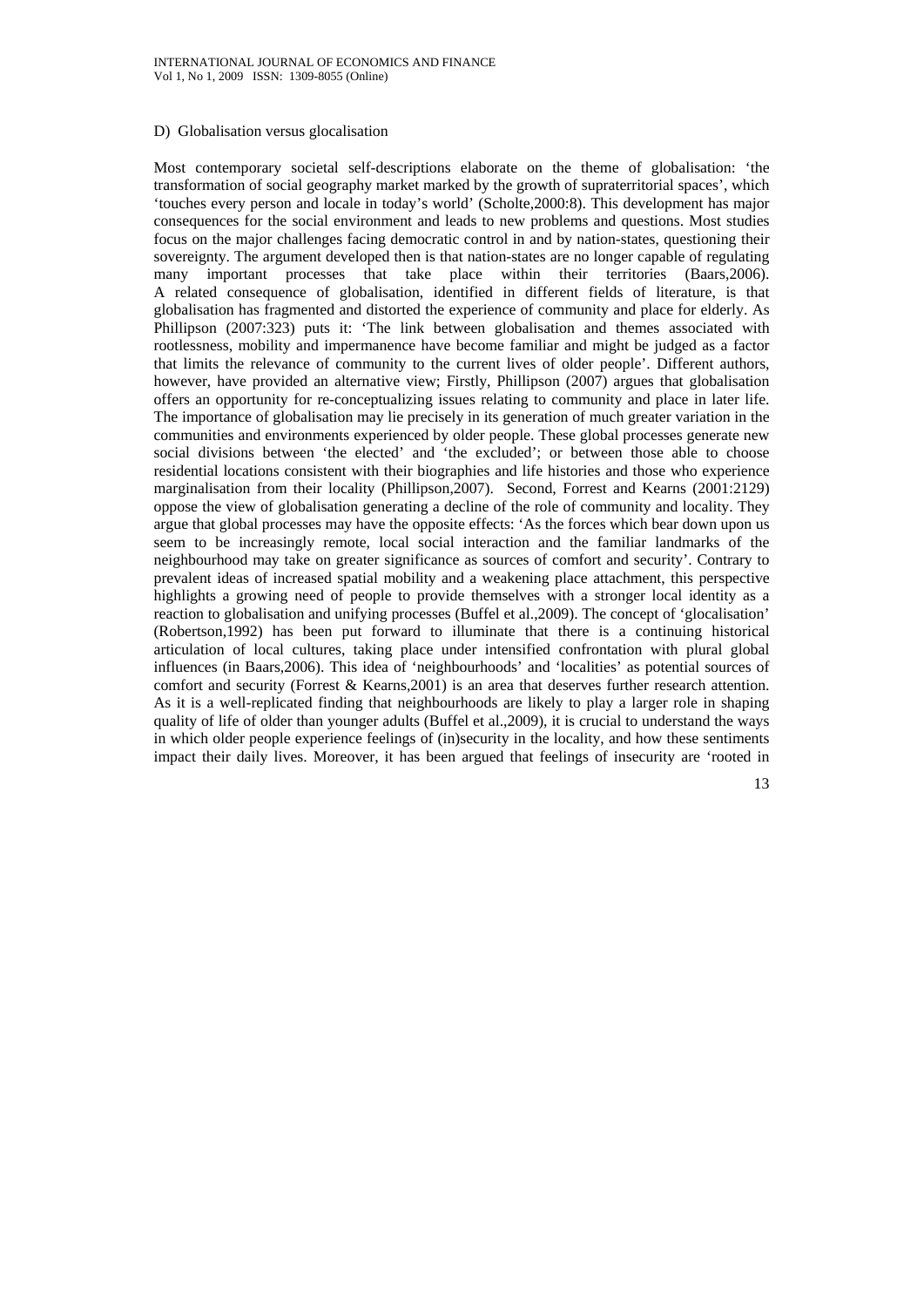D) Globalisation versus glocalisation

Most contemporary societal self-descriptions elaborate on the theme of globalisation: 'the transformation of social geography market marked by the growth of supraterritorial spaces', which 'touches every person and locale in today's world' (Scholte,2000:8). This development has major consequences for the social environment and leads to new problems and questions. Most studies focus on the major challenges facing democratic control in and by nation-states, questioning their sovereignty. The argument developed then is that nation-states are no longer capable of regulating many important processes that take place within their territories (Baars,2006). A related consequence of globalisation, identified in different fields of literature, is that globalisation has fragmented and distorted the experience of community and place for elderly. As Phillipson (2007:323) puts it: 'The link between globalisation and themes associated with rootlessness, mobility and impermanence have become familiar and might be judged as a factor that limits the relevance of community to the current lives of older people'. Different authors, however, have provided an alternative view; Firstly, Phillipson (2007) argues that globalisation offers an opportunity for re-conceptualizing issues relating to community and place in later life. The importance of globalisation may lie precisely in its generation of much greater variation in the communities and environments experienced by older people. These global processes generate new social divisions between 'the elected' and 'the excluded'; or between those able to choose residential locations consistent with their biographies and life histories and those who experience marginalisation from their locality (Phillipson,2007). Second, Forrest and Kearns (2001:2129) oppose the view of globalisation generating a decline of the role of community and locality. They argue that global processes may have the opposite effects: 'As the forces which bear down upon us seem to be increasingly remote, local social interaction and the familiar landmarks of the neighbourhood may take on greater significance as sources of comfort and security'. Contrary to prevalent ideas of increased spatial mobility and a weakening place attachment, this perspective highlights a growing need of people to provide themselves with a stronger local identity as a reaction to globalisation and unifying processes (Buffel et al.,2009). The concept of 'glocalisation' (Robertson,1992) has been put forward to illuminate that there is a continuing historical articulation of local cultures, taking place under intensified confrontation with plural global influences (in Baars,2006). This idea of 'neighbourhoods' and 'localities' as potential sources of comfort and security (Forrest & Kearns,2001) is an area that deserves further research attention. As it is a well-replicated finding that neighbourhoods are likely to play a larger role in shaping quality of life of older than younger adults (Buffel et al.,2009), it is crucial to understand the ways in which older people experience feelings of (in)security in the locality, and how these sentiments impact their daily lives. Moreover, it has been argued that feelings of insecurity are 'rooted in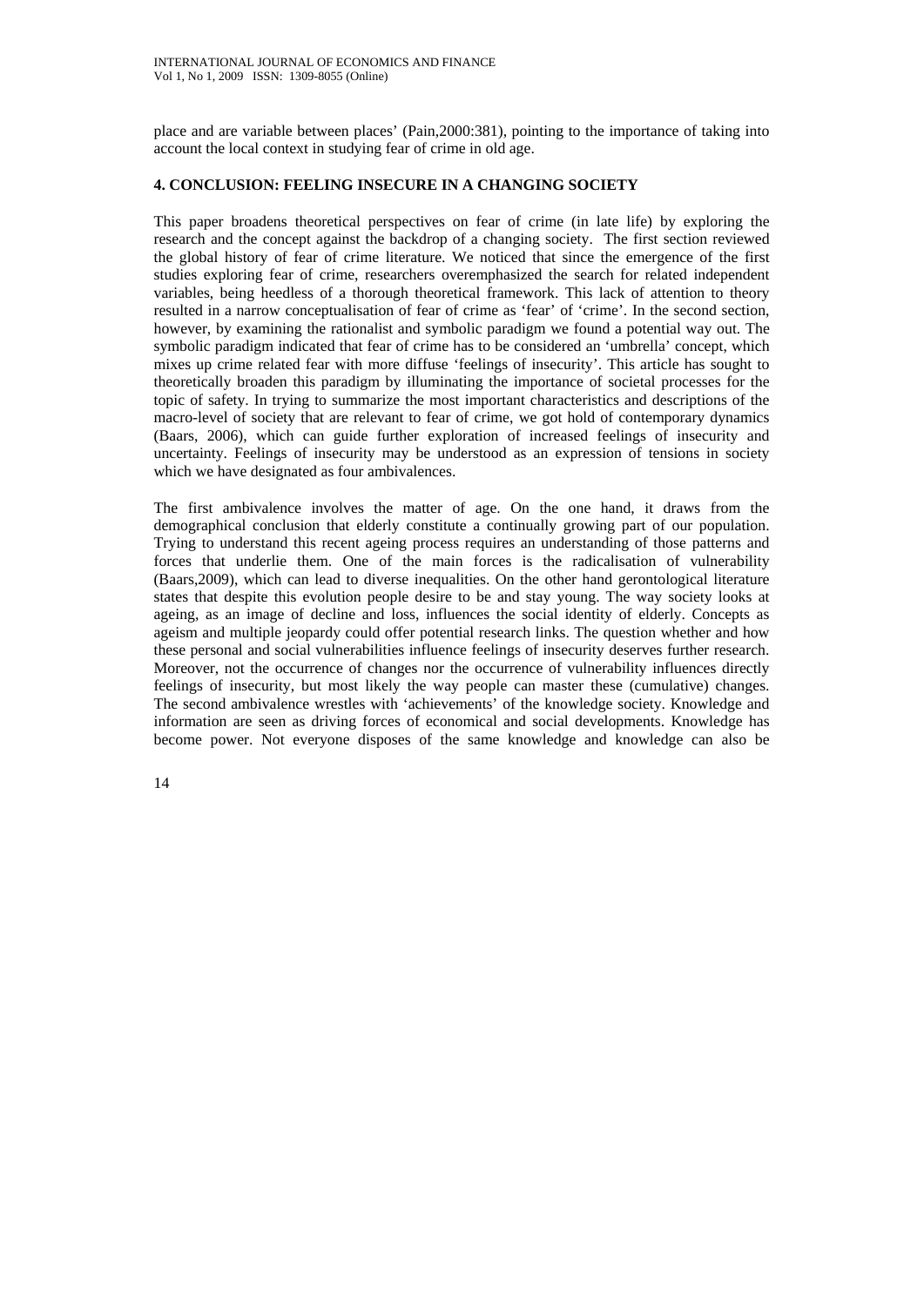place and are variable between places' (Pain,2000:381), pointing to the importance of taking into account the local context in studying fear of crime in old age.

## 4. CONCLUSION: FEELING INSECURE IN A CHANGING SOCIETY

This paper broadens theoretical perspectives on fear of crime (in late life) by exploring the research and the concept against the backdrop of a changing society. The first section reviewed the global history of fear of crime literature. We noticed that since the emergence of the first studies exploring fear of crime, researchers overemphasized the search for related independent variables, being heedless of a thorough theoretical framework. This lack of attention to theory resulted in a narrow conceptualisation of fear of crime as 'fear' of 'crime'. In the second section, however, by examining the rationalist and symbolic paradigm we found a potential way out. The symbolic paradigm indicated that fear of crime has to be considered an 'umbrella' concept, which mixes up crime related fear with more diffuse 'feelings of insecurity'. This article has sought to theoretically broaden this paradigm by illuminating the importance of societal processes for the topic of safety. In trying to summarize the most important characteristics and descriptions of the macro-level of society that are relevant to fear of crime, we got hold of contemporary dynamics (Baars, 2006), which can guide further exploration of increased feelings of insecurity and uncertainty. Feelings of insecurity may be understood as an expression of tensions in society which we have designated as four ambivalences.

The first ambivalence involves the matter of age. On the one hand, it draws from the demographical conclusion that elderly constitute a continually growing part of our population. Trying to understand this recent ageing process requires an understanding of those patterns and forces that underlie them. One of the main forces is the radicalisation of vulnerability (Baars,2009), which can lead to diverse inequalities. On the other hand gerontological literature states that despite this evolution people desire to be and stay young. The way society looks at ageing, as an image of decline and loss, influences the social identity of elderly. Concepts as ageism and multiple jeopardy could offer potential research links. The question whether and how these personal and social vulnerabilities influence feelings of insecurity deserves further research. Moreover, not the occurrence of changes nor the occurrence of vulnerability influences directly feelings of insecurity, but most likely the way people can master these (cumulative) changes. The second ambivalence wrestles with 'achievements' of the knowledge society. Knowledge and information are seen as driving forces of economical and social developments. Knowledge has become power. Not everyone disposes of the same knowledge and knowledge can also be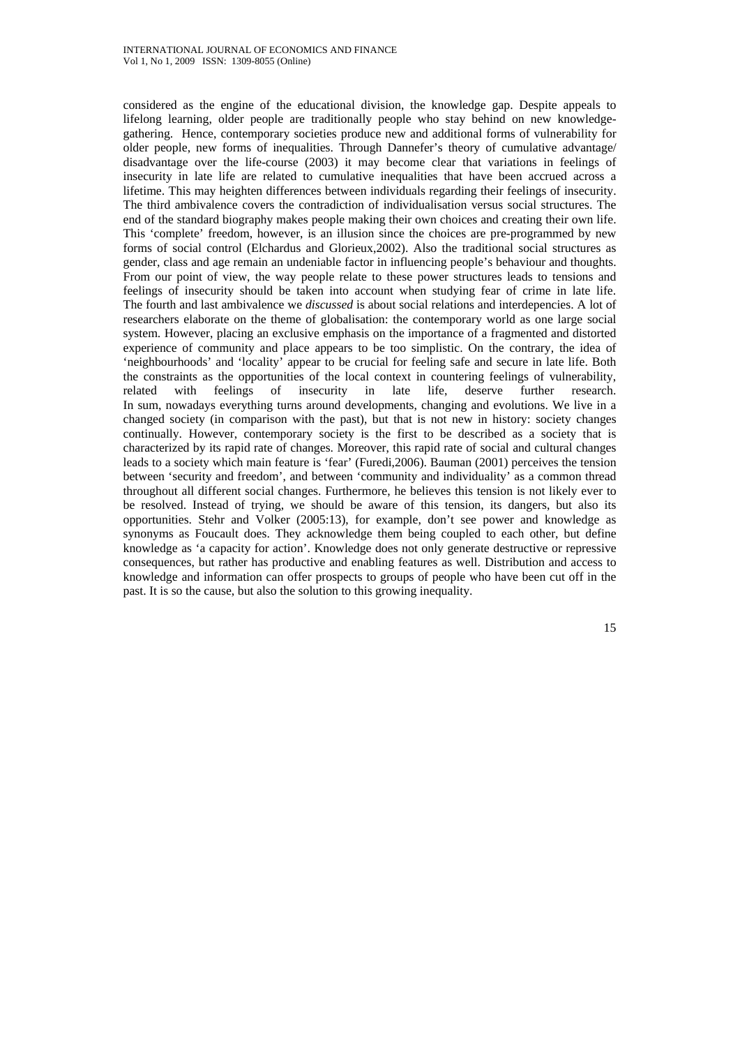considered as the engine of the educational division, the knowledge gap. Despite appeals to lifelong learning, older people are traditionally people who stay behind on new knowledge-gathering. Hence, contemporary societies produce new and additional forms of vulnerability for older people, new forms of inequalities. Through Dannefer's theory of cumulative advantage/ disadvantage over the life-course (2003) it may become clear that variations in feelings of insecurity in late life are related to cumulative inequalities that have been accrued across a lifetime. This may heighten differences between individuals regarding their feelings of insecurity. The third ambivalence covers the contradiction of individualisation versus social structures. The end of the standard biography makes people making their own choices and creating their own life. This 'complete' freedom, however, is an illusion since the choices are pre-programmed by new forms of social control (Elchardus and Glorieux,2002). Also the traditional social structures as gender, class and age remain an undeniable factor in influencing people's behaviour and thoughts. From our point of view, the way people relate to these power structures leads to tensions and feelings of insecurity should be taken into account when studying fear of crime in late life. The fourth and last ambivalence we *discussed* is about social relations and interdepencies. A lot of researchers elaborate on the theme of globalisation: the contemporary world as one large social system. However, placing an exclusive emphasis on the importance of a fragmented and distorted experience of community and place appears to be too simplistic. On the contrary, the idea of 'neighbourhoods' and 'locality' appear to be crucial for feeling safe and secure in late life. Both the constraints as the opportunities of the local context in countering feelings of vulnerability, related with feelings of insecurity in late life, deserve further research.

In sum, nowadays everything turns around developments, changing and evolutions. We live in a changed society (in comparison with the past), but that is not new in history: society changes continually. However, contemporary society is the first to be described as a society that is characterized by its rapid rate of changes. Moreover, this rapid rate of social and cultural changes leads to a society which main feature is 'fear' (Furedi,2006). Bauman (2001) perceives the tension between 'security and freedom', and between 'community and individuality' as a common thread throughout all different social changes. Furthermore, he believes this tension is not likely ever to be resolved. Instead of trying, we should be aware of this tension, its dangers, but also its opportunities. Stehr and Volker (2005:13), for example, don't see power and knowledge as synonyms as Foucault does. They acknowledge them being coupled to each other, but define knowledge as 'a capacity for action'. Knowledge does not only generate destructive or repressive consequences, but rather has productive and enabling features as well. Distribution and access to knowledge and information can offer prospects to groups of people who have been cut off in the past. It is so the cause, but also the solution to this growing inequality.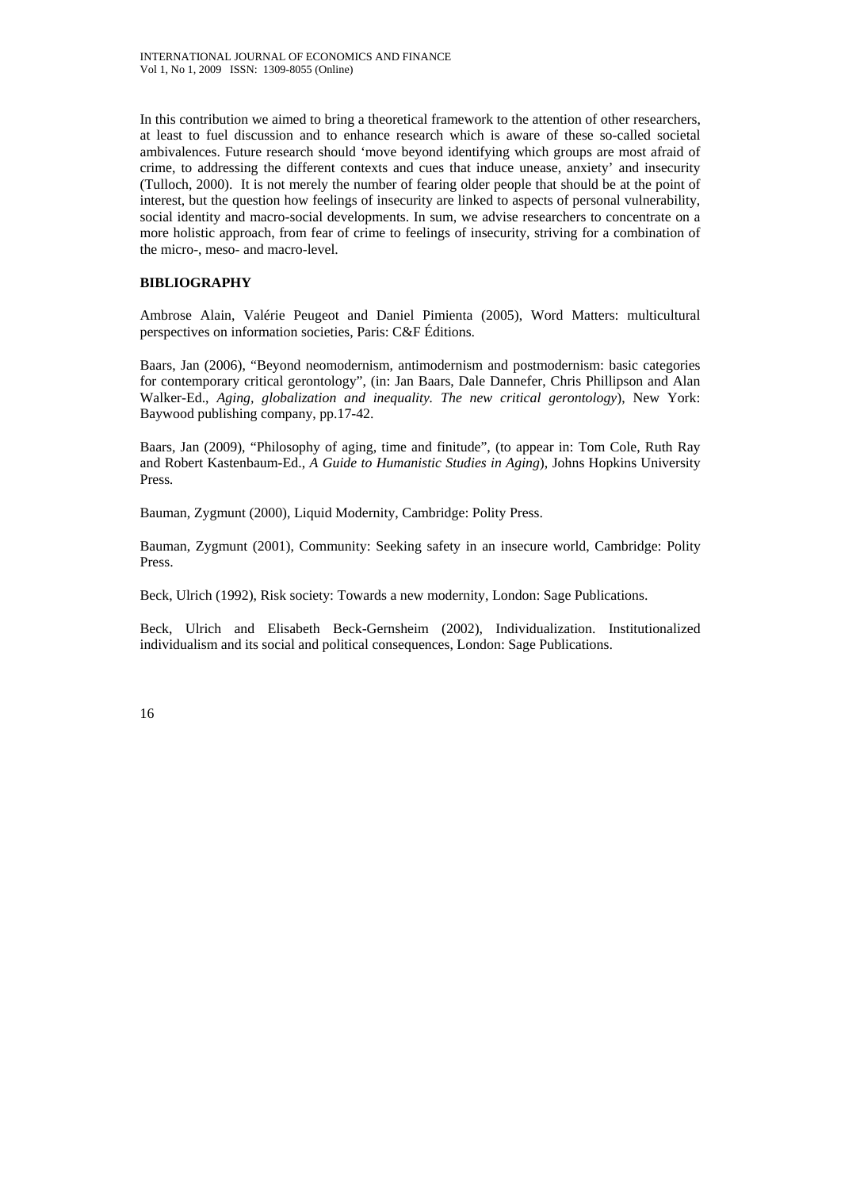In this contribution we aimed to bring a theoretical framework to the attention of other researchers, at least to fuel discussion and to enhance research which is aware of these so-called societal ambivalences. Future research should 'move beyond identifying which groups are most afraid of crime, to addressing the different contexts and cues that induce unease, anxiety' and insecurity (Tulloch, 2000). It is not merely the number of fearing older people that should be at the point of interest, but the question how feelings of insecurity are linked to aspects of personal vulnerability, social identity and macro-social developments. In sum, we advise researchers to concentrate on a more holistic approach, from fear of crime to feelings of insecurity, striving for a combination of the micro-, meso- and macro-level.

## BIBLIOGRAPHY

Ambrose Alain, Valérie Peugeot and Daniel Pimienta (2005), Word Matters: multicultural perspectives on information societies, Paris: C&F Éditions.

Baars, Jan (2006), "Beyond neomodernism, antimodernism and postmodernism: basic categories for contemporary critical gerontology", (in: Jan Baars, Dale Dannefer, Chris Phillipson and Alan Walker-Ed., *Aging, globalization and inequality. The new critical gerontology*), New York: Baywood publishing company, pp.17-42.

Baars, Jan (2009), "Philosophy of aging, time and finitude", (to appear in: Tom Cole, Ruth Ray and Robert Kastenbaum-Ed., *A Guide to Humanistic Studies in Aging*), Johns Hopkins University Press.

Bauman, Zygmunt (2000), Liquid Modernity, Cambridge: Polity Press.

Bauman, Zygmunt (2001), Community: Seeking safety in an insecure world, Cambridge: Polity Press.

Beck, Ulrich (1992), Risk society: Towards a new modernity, London: Sage Publications.

Beck, Ulrich and Elisabeth Beck-Gernsheim (2002), Individualization. Institutionalized individualism and its social and political consequences, London: Sage Publications.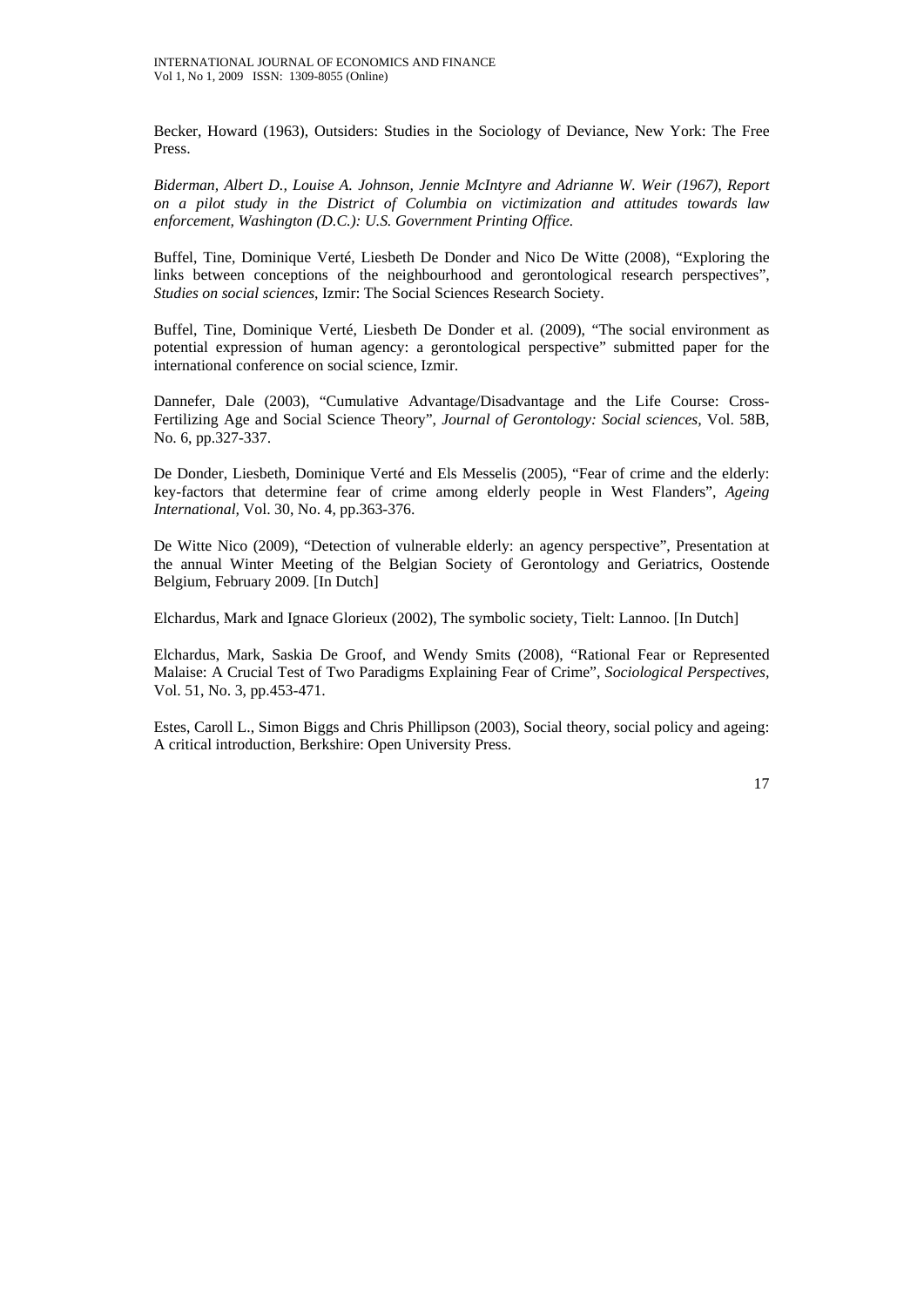Becker, Howard (1963), Outsiders: Studies in the Sociology of Deviance, New York: The Free Press.

*Biderman, Albert D., Louise A. Johnson, Jennie McIntyre and Adrianne W. Weir (1967), Report on a pilot study in the District of Columbia on victimization and attitudes towards law enforcement, Washington (D.C.): U.S. Government Printing Office.*

Buffel, Tine, Dominique Verté, Liesbeth De Donder and Nico De Witte (2008), "Exploring the links between conceptions of the neighbourhood and gerontological research perspectives", *Studies on social sciences*, Izmir: The Social Sciences Research Society.

Buffel, Tine, Dominique Verté, Liesbeth De Donder et al. (2009), "The social environment as potential expression of human agency: a gerontological perspective" submitted paper for the international conference on social science, Izmir.

Dannefer, Dale (2003), "Cumulative Advantage/Disadvantage and the Life Course: Cross-Fertilizing Age and Social Science Theory", *Journal of Gerontology: Social sciences,* Vol. 58B, No. 6, pp.327-337.

De Donder, Liesbeth, Dominique Verté and Els Messelis (2005), "Fear of crime and the elderly: key-factors that determine fear of crime among elderly people in West Flanders", *Ageing International,* Vol. 30, No. 4, pp.363-376.

De Witte Nico (2009), "Detection of vulnerable elderly: an agency perspective", Presentation at the annual Winter Meeting of the Belgian Society of Gerontology and Geriatrics, Oostende Belgium, February 2009. [In Dutch]

Elchardus, Mark and Ignace Glorieux (2002), The symbolic society, Tielt: Lannoo. [In Dutch]

Elchardus, Mark, Saskia De Groof, and Wendy Smits (2008), "Rational Fear or Represented Malaise: A Crucial Test of Two Paradigms Explaining Fear of Crime", *Sociological Perspectives,* Vol. 51, No. 3, pp.453-471.

Estes, Caroll L., Simon Biggs and Chris Phillipson (2003), Social theory, social policy and ageing: A critical introduction, Berkshire: Open University Press.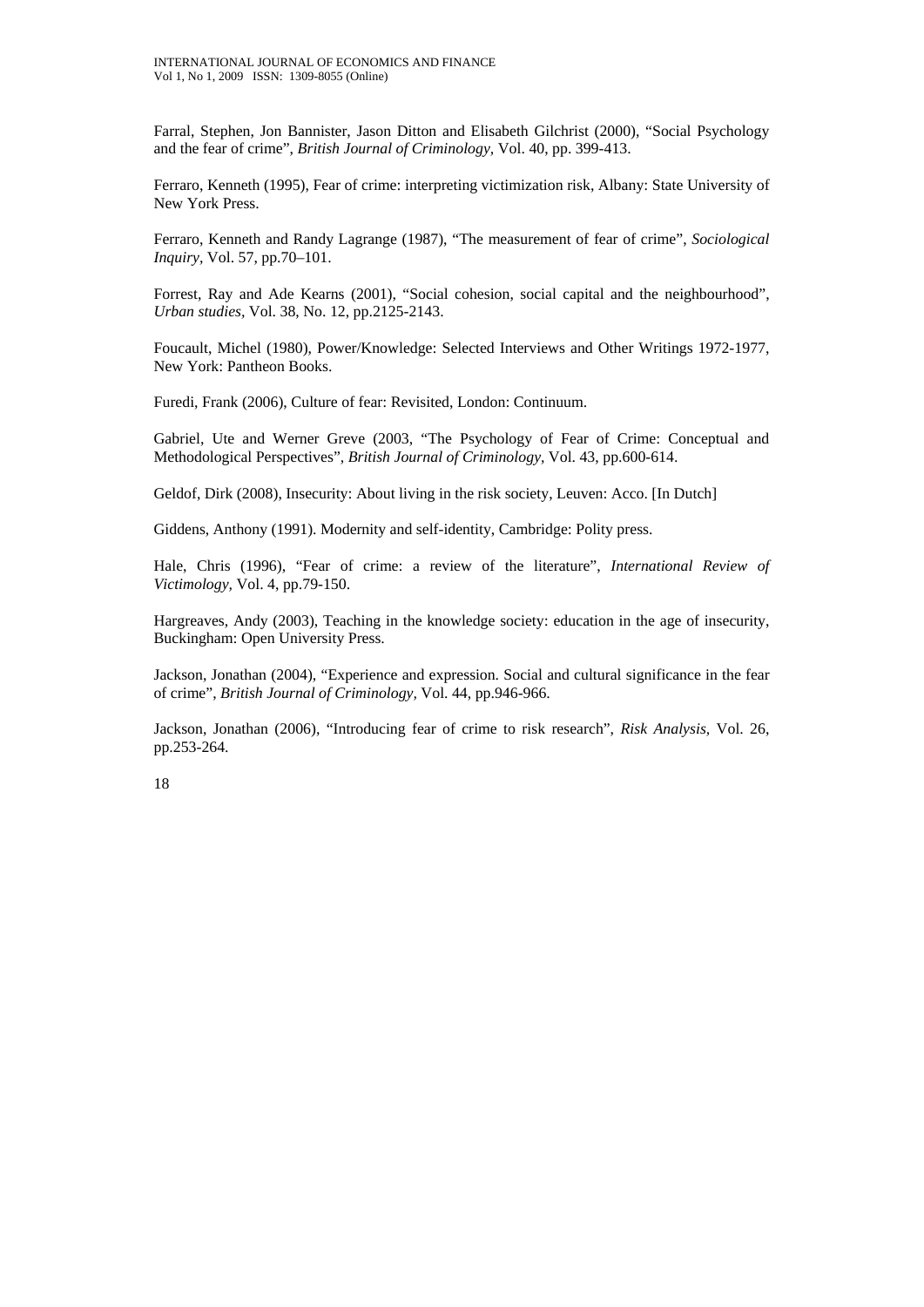Farral, Stephen, Jon Bannister, Jason Ditton and Elisabeth Gilchrist (2000), "Social Psychology and the fear of crime", *British Journal of Criminology*, Vol. 40, pp. 399-413.

Ferraro, Kenneth (1995), Fear of crime: interpreting victimization risk, Albany: State University of New York Press.

Ferraro, Kenneth and Randy Lagrange (1987), "The measurement of fear of crime", *Sociological Inquiry*, Vol. 57, pp.70–101.

Forrest, Ray and Ade Kearns (2001), "Social cohesion, social capital and the neighbourhood", *Urban studies*, Vol. 38, No. 12, pp.2125-2143.

Foucault, Michel (1980), Power/Knowledge: Selected Interviews and Other Writings 1972-1977, New York: Pantheon Books.

Furedi, Frank (2006), Culture of fear: Revisited, London: Continuum.

Gabriel, Ute and Werner Greve (2003, "The Psychology of Fear of Crime: Conceptual and Methodological Perspectives", *British Journal of Criminology*, Vol. 43, pp.600-614.

Geldof, Dirk (2008), Insecurity: About living in the risk society, Leuven: Acco. [In Dutch]

Giddens, Anthony (1991). Modernity and self-identity, Cambridge: Polity press.

Hale, Chris (1996), "Fear of crime: a review of the literature", *International Review of Victimology*, Vol. 4, pp.79-150.

Hargreaves, Andy (2003), Teaching in the knowledge society: education in the age of insecurity, Buckingham: Open University Press.

Jackson, Jonathan (2004), "Experience and expression. Social and cultural significance in the fear of crime", *British Journal of Criminology*, Vol. 44, pp.946-966.

Jackson, Jonathan (2006), "Introducing fear of crime to risk research", *Risk Analysis*, Vol. 26, pp.253-264.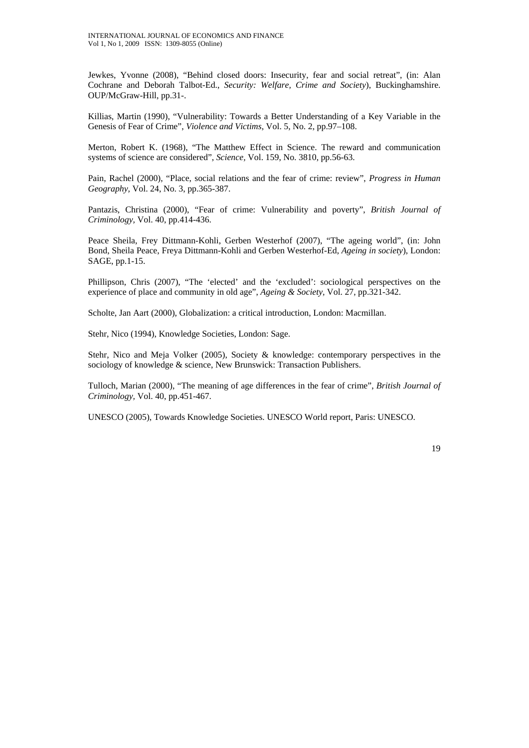Jewkes, Yvonne (2008), "Behind closed doors: Insecurity, fear and social retreat", (in: Alan Cochrane and Deborah Talbot-Ed., *Security: Welfare, Crime and Society*), Buckinghamshire. OUP/McGraw-Hill, pp.31-.

Killias, Martin (1990), "Vulnerability: Towards a Better Understanding of a Key Variable in the Genesis of Fear of Crime", *Violence and Victims*, Vol. 5, No. 2, pp.97–108.

Merton, Robert K. (1968), "The Matthew Effect in Science. The reward and communication systems of science are considered", *Science*, Vol. 159, No. 3810, pp.56-63.

Pain, Rachel (2000), "Place, social relations and the fear of crime: review", *Progress in Human Geography*, Vol. 24, No. 3, pp.365-387.

Pantazis, Christina (2000), "Fear of crime: Vulnerability and poverty", *British Journal of Criminology*, Vol. 40, pp.414-436.

Peace Sheila, Frey Dittmann-Kohli, Gerben Westerhof (2007), "The ageing world", (in: John Bond, Sheila Peace, Freya Dittmann-Kohli and Gerben Westerhof-Ed, *Ageing in society*), London: SAGE, pp.1-15.

Phillipson, Chris (2007), "The 'elected' and the 'excluded': sociological perspectives on the experience of place and community in old age", *Ageing & Society*, Vol. 27, pp.321-342.

Scholte, Jan Aart (2000), Globalization: a critical introduction, London: Macmillan.

Stehr, Nico (1994), Knowledge Societies, London: Sage.

Stehr, Nico and Meja Volker (2005), Society & knowledge: contemporary perspectives in the sociology of knowledge & science, New Brunswick: Transaction Publishers.

Tulloch, Marian (2000), "The meaning of age differences in the fear of crime", *British Journal of Criminology*, Vol. 40, pp.451-467.

UNESCO (2005), Towards Knowledge Societies. UNESCO World report, Paris: UNESCO.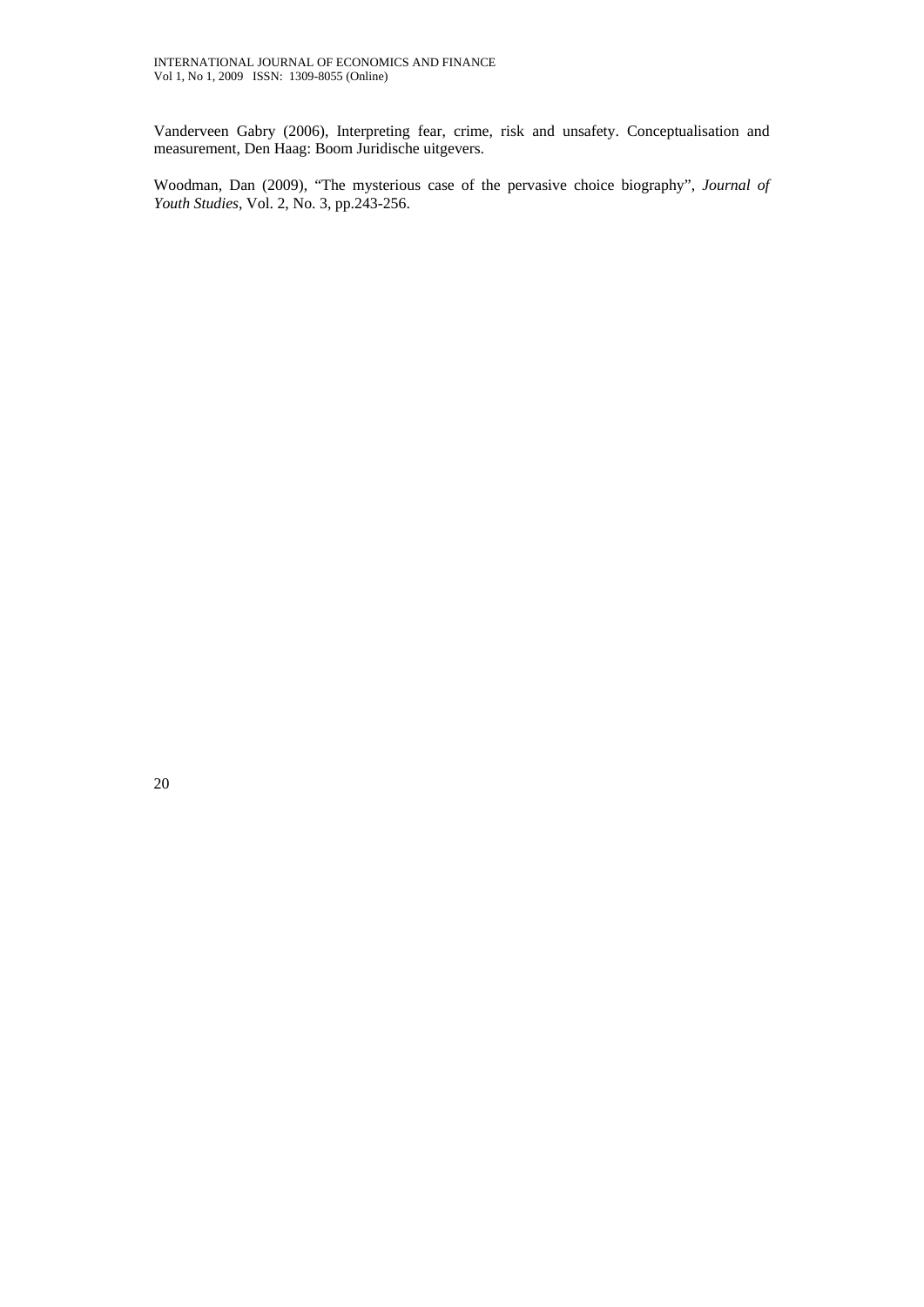Vanderveen Gabry (2006), Interpreting fear, crime, risk and unsafety. Conceptualisation and measurement, Den Haag: Boom Juridische uitgevers.

Woodman, Dan (2009), "The mysterious case of the pervasive choice biography", *Journal of Youth Studies*, Vol. 2, No. 3, pp.243-256.